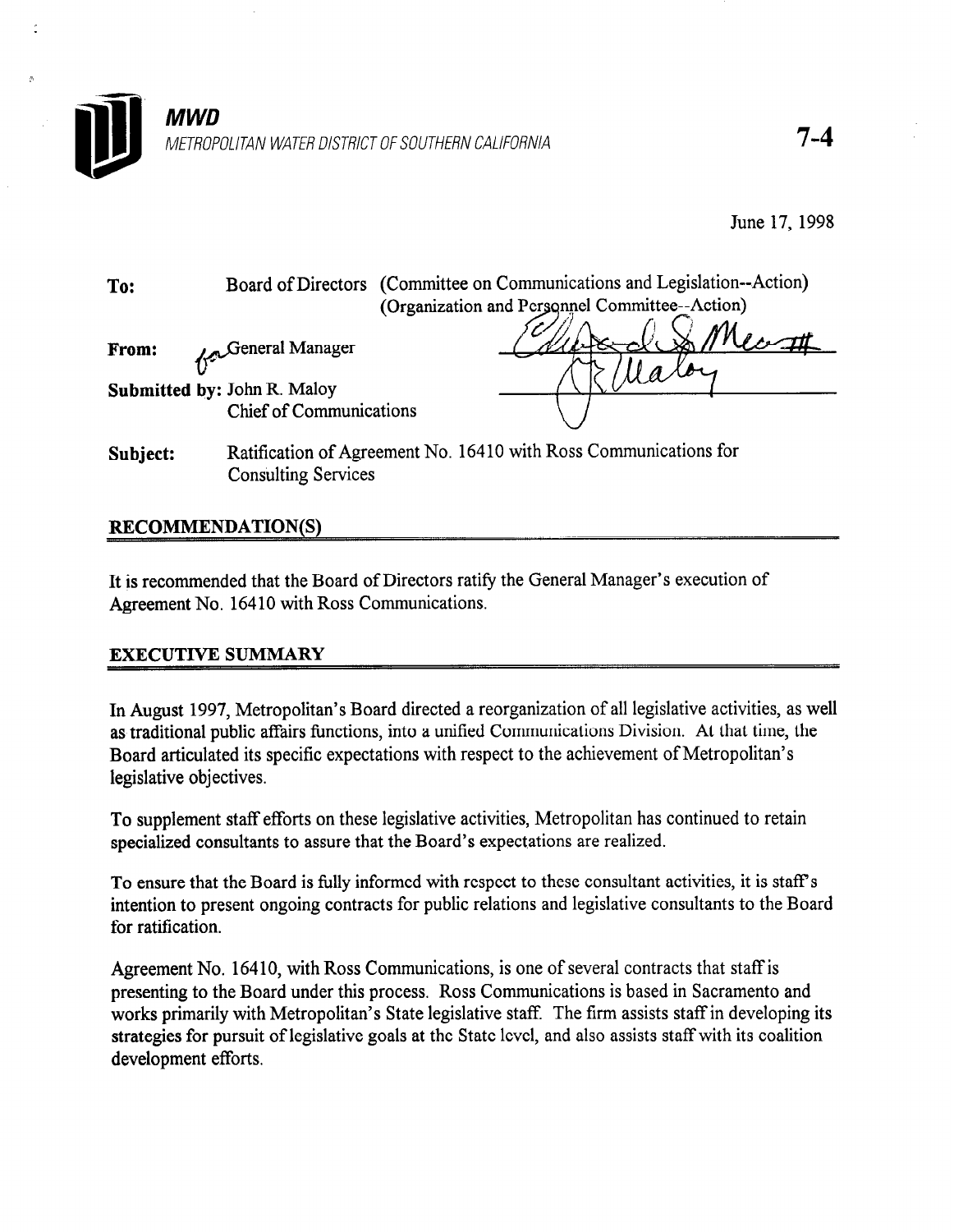**MWD**
*METROPOLITAN WATER DISTRICT OF SOUTHERN CALIFORNIA*

7-4

June 17, 1998

To: Board of Directors (Committee on Communications and Legislation--Action) (Organization and Personnel Committee--Action)

From: for General Manager

Submitted by: John R. Maloy
Chief of Communications

Subject: Ratification of Agreement No. 16410 with Ross Communications for Consulting Services

## RECOMMENDATION(S)

It is recommended that the Board of Directors ratify the General Manager's execution of Agreement No. 16410 with Ross Communications.

## EXECUTIVE SUMMARY

In August 1997, Metropolitan's Board directed a reorganization of all legislative activities, as well as traditional public affairs functions, into a unified Communications Division. At that time, the Board articulated its specific expectations with respect to the achievement of Metropolitan's legislative objectives.

To supplement staff efforts on these legislative activities, Metropolitan has continued to retain specialized consultants to assure that the Board's expectations are realized.

To ensure that the Board is fully informed with respect to these consultant activities, it is staff's intention to present ongoing contracts for public relations and legislative consultants to the Board for ratification.

Agreement No. 16410, with Ross Communications, is one of several contracts that staff is presenting to the Board under this process. Ross Communications is based in Sacramento and works primarily with Metropolitan's State legislative staff. The firm assists staff in developing its strategies for pursuit of legislative goals at the State level, and also assists staff with its coalition development efforts.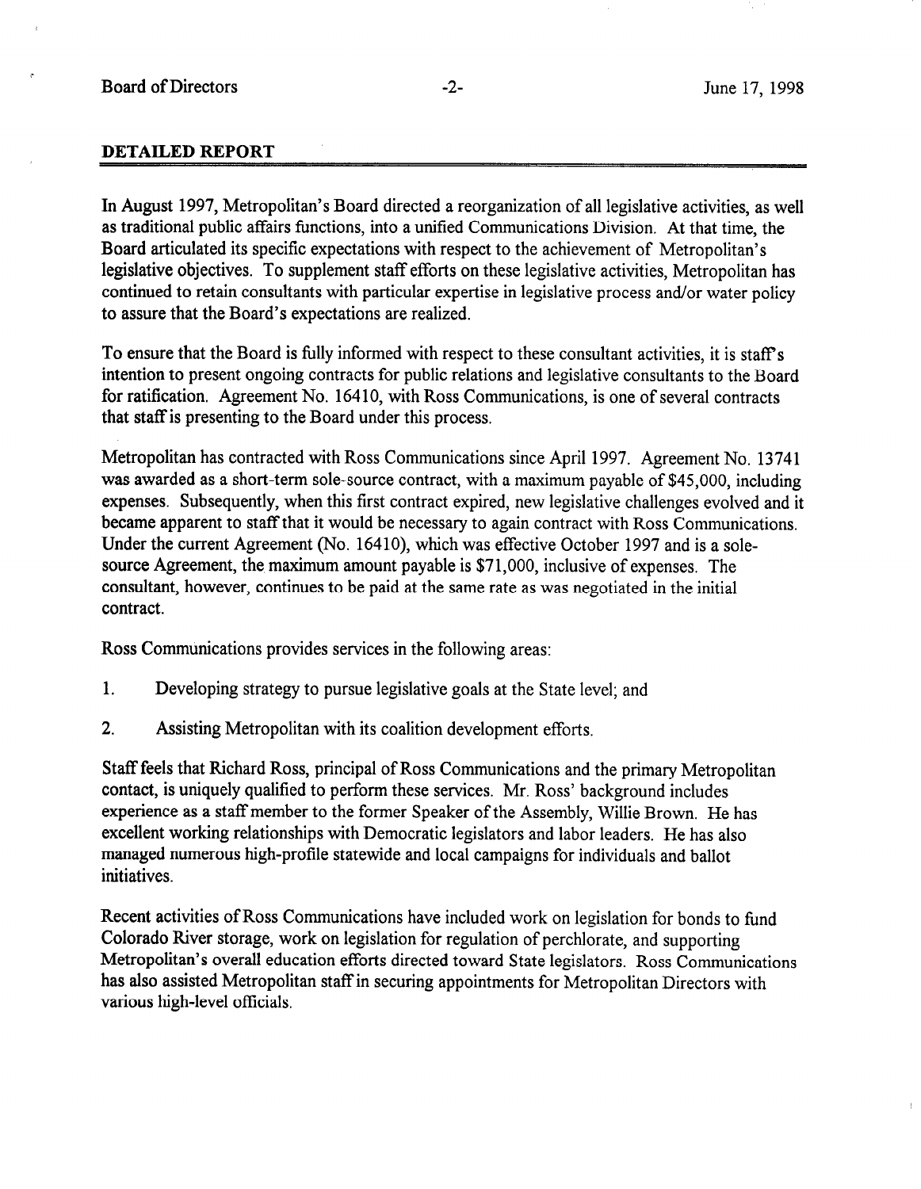## DETAILED REPORT

In August 1997, Metropolitan's Board directed a reorganization of all legislative activities, as well as traditional public affairs functions, into a unified Communications Division. At that time, the Board articulated its specific expectations with respect to the achievement of Metropolitan's legislative objectives. To supplement staff efforts on these legislative activities, Metropolitan has continued to retain consultants with particular expertise in legislative process and/or water policy to assure that the Board's expectations are realized.

To ensure that the Board is fully informed with respect to these consultant activities, it is staff's intention to present ongoing contracts for public relations and legislative consultants to the Board for ratification. Agreement No. 16410, with Ross Communications, is one of several contracts that staff is presenting to the Board under this process.

Metropolitan has contracted with Ross Communications since April 1997. Agreement No. 13741 was awarded as a short-term sole-source contract, with a maximum payable of $45,000, including expenses. Subsequently, when this first contract expired, new legislative challenges evolved and it became apparent to staff that it would be necessary to again contract with Ross Communications. Under the current Agreement (No. 16410), which was effective October 1997 and is a sole-source Agreement, the maximum amount payable is $71,000, inclusive of expenses. The consultant, however, continues to be paid at the same rate as was negotiated in the initial contract.

Ross Communications provides services in the following areas:

1. Developing strategy to pursue legislative goals at the State level; and
2. Assisting Metropolitan with its coalition development efforts.

Staff feels that Richard Ross, principal of Ross Communications and the primary Metropolitan contact, is uniquely qualified to perform these services. Mr. Ross' background includes experience as a staff member to the former Speaker of the Assembly, Willie Brown. He has excellent working relationships with Democratic legislators and labor leaders. He has also managed numerous high-profile statewide and local campaigns for individuals and ballot initiatives.

Recent activities of Ross Communications have included work on legislation for bonds to fund Colorado River storage, work on legislation for regulation of perchlorate, and supporting Metropolitan's overall education efforts directed toward State legislators. Ross Communications has also assisted Metropolitan staff in securing appointments for Metropolitan Directors with various high-level officials.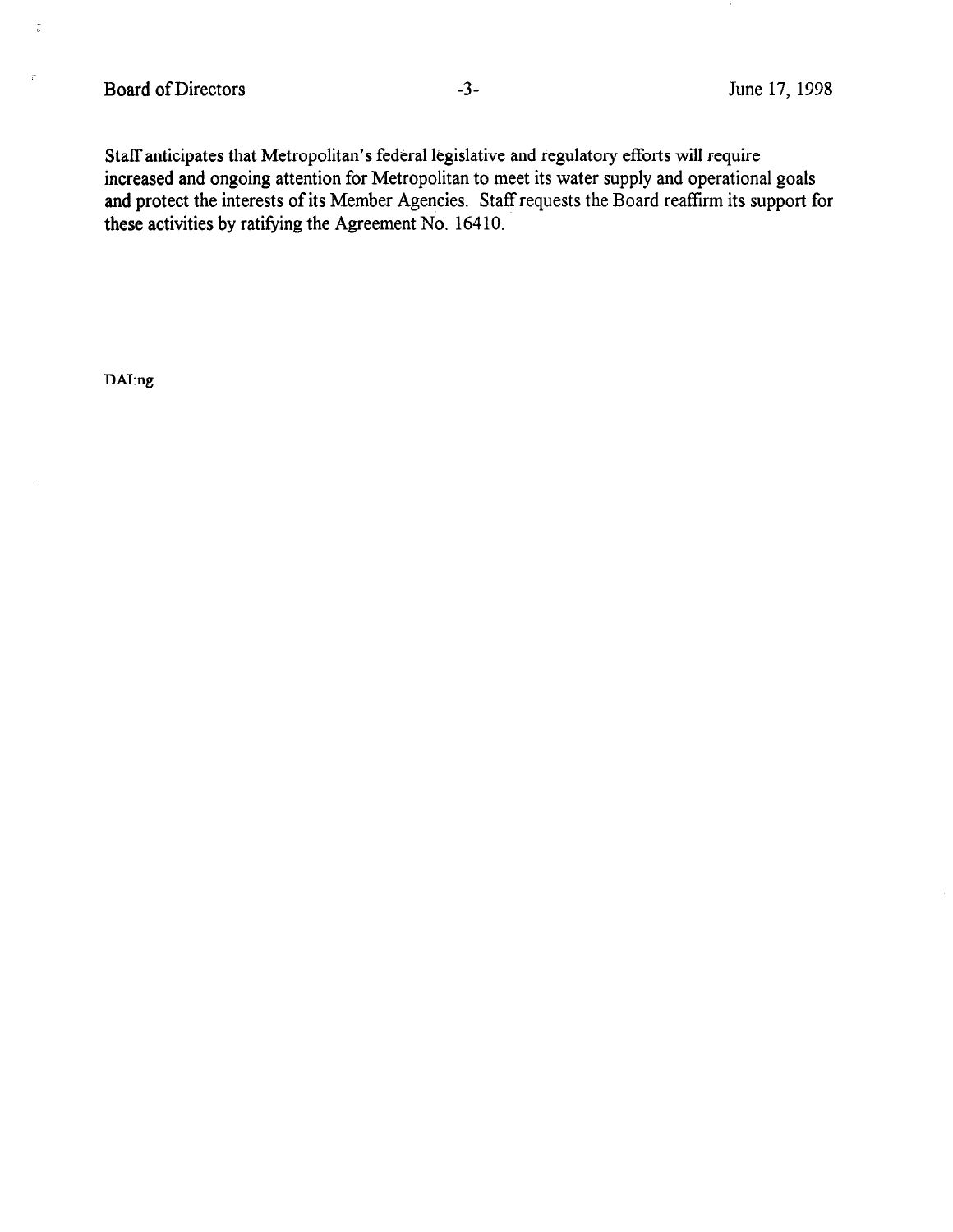Staff anticipates that Metropolitan's federal legislative and regulatory efforts will require increased and ongoing attention for Metropolitan to meet its water supply and operational goals and protect the interests of its Member Agencies. Staff requests the Board reaffirm its support for these activities by ratifying the Agreement No. 16410.

DAI:ng